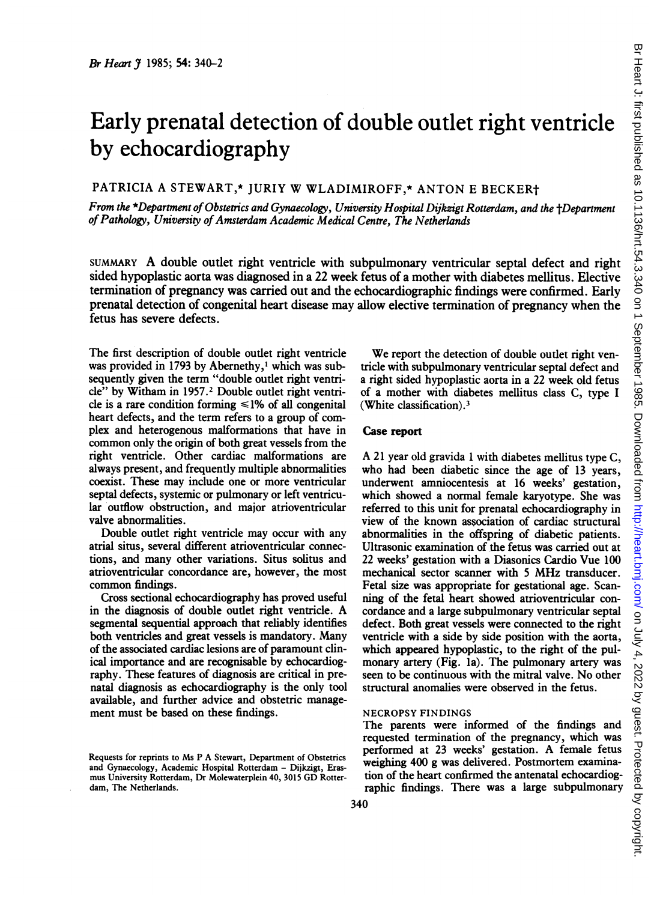# Early prenatal detection of double outlet right ventricle by echocardiography

PATRICIA A STEWART,* JURIY W WLADIMIROFF,* ANTON E BECKER†

*From the \*Department of Obstetrics and Gynaecology, University Hospital Dijkzigt Rotterdam, and the †Department of Pathology, University of Amsterdam Academic Medical Centre, The Netherlands*

SUMMARY A double outlet right ventricle with subpulmonary ventricular septal defect and right sided hypoplastic aorta was diagnosed in a 22 week fetus of a mother with diabetes mellitus. Elective termination of pregnancy was carried out and the echocardiographic findings were confirmed. Early prenatal detection of congenital heart disease may allow elective termination of pregnancy when the fetus has severe defects.

The first description of double outlet right ventricle was provided in 1793 by Abernethy,[1] which was subsequently given the term "double outlet right ventricle" by Witham in 1957.[2] Double outlet right ventricle is a rare condition forming $\leq$1% of all congenital heart defects, and the term refers to a group of complex and heterogenous malformations that have in common only the origin of both great vessels from the right ventricle. Other cardiac malformations are always present, and frequently multiple abnormalities coexist. These may include one or more ventricular septal defects, systemic or pulmonary or left ventricular outflow obstruction, and major atrioventricular valve abnormalities.

Double outlet right ventricle may occur with any atrial situs, several different atrioventricular connections, and many other variations. Situs solitus and atrioventricular concordance are, however, the most common findings.

Cross sectional echocardiography has proved useful in the diagnosis of double outlet right ventricle. A segmental sequential approach that reliably identifies both ventricles and great vessels is mandatory. Many of the associated cardiac lesions are of paramount clinical importance and are recognisable by echocardiography. These features of diagnosis are critical in prenatal diagnosis as echocardiography is the only tool available, and further advice and obstetric management must be based on these findings.

We report the detection of double outlet right ventricle with subpulmonary ventricular septal defect and a right sided hypoplastic aorta in a 22 week old fetus of a mother with diabetes mellitus class C, type I (White classification).[3]

## Case report

A 21 year old gravida 1 with diabetes mellitus type C, who had been diabetic since the age of 13 years, underwent amniocentesis at 16 weeks' gestation, which showed a normal female karyotype. She was referred to this unit for prenatal echocardiography in view of the known association of cardiac structural abnormalities in the offspring of diabetic patients. Ultrasonic examination of the fetus was carried out at 22 weeks' gestation with a Diasonics Cardio Vue 100 mechanical sector scanner with 5 MHz transducer. Fetal size was appropriate for gestational age. Scanning of the fetal heart showed atrioventricular concordance and a large subpulmonary ventricular septal defect. Both great vessels were connected to the right ventricle with a side by side position with the aorta, which appeared hypoplastic, to the right of the pulmonary artery (Fig. 1a). The pulmonary artery was seen to be continuous with the mitral valve. No other structural anomalies were observed in the fetus.

### NECROPSY FINDINGS

The parents were informed of the findings and requested termination of the pregnancy, which was performed at 23 weeks' gestation. A female fetus weighing 400 g was delivered. Postmortem examination of the heart confirmed the antenatal echocardiographic findings. There was a large subpulmonary

Requests for reprints to Ms P A Stewart, Department of Obstetrics and Gynaecology, Academic Hospital Rotterdam – Dijkzigt, Erasmus University Rotterdam, Dr Molewaterplein 40, 3015 GD Rotterdam, The Netherlands.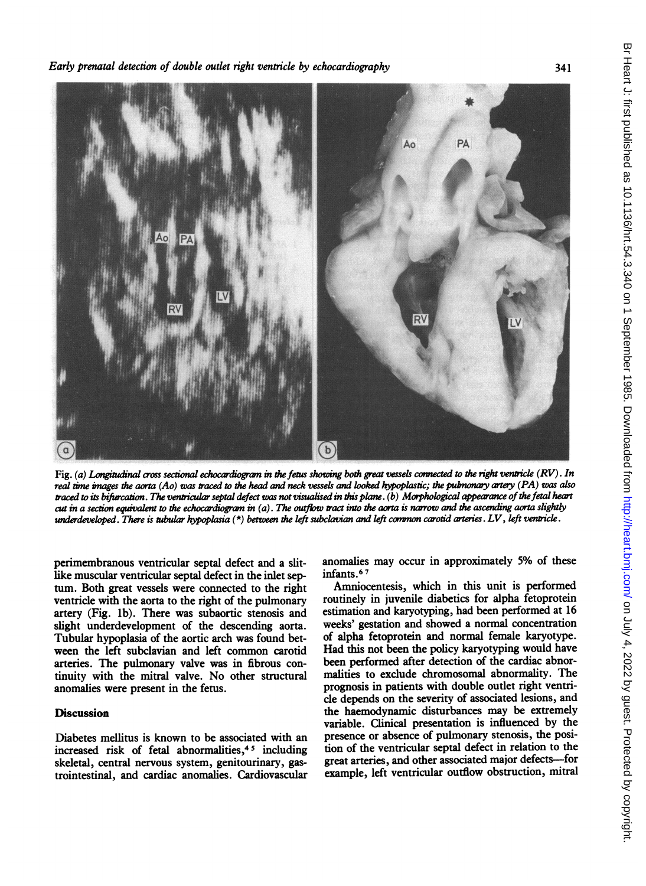Fig. (a) *Longitudinal cross sectional echocardiogram in the fetus showing both great vessels connected to the right ventricle (RV). In real time images the aorta (Ao) was traced to the head and neck vessels and looked hypoplastic; the pulmonary artery (PA) was also traced to its bifurcation. The ventricular septal defect was not visualised in this plane. (b) Morphological appearance of the fetal heart cut in a section equivalent to the echocardiogram in (a). The outflow tract into the aorta is narrow and the ascending aorta slightly underdeveloped. There is tubular hypoplasia (*) between the left subclavian and left common carotid arteries. LV, left ventricle.*

perimembranous ventricular septal defect and a slit-like muscular ventricular septal defect in the inlet septum. Both great vessels were connected to the right ventricle with the aorta to the right of the pulmonary artery (Fig. 1b). There was subaortic stenosis and slight underdevelopment of the descending aorta. Tubular hypoplasia of the aortic arch was found between the left subclavian and left common carotid arteries. The pulmonary valve was in fibrous continuity with the mitral valve. No other structural anomalies were present in the fetus.

## Discussion

Diabetes mellitus is known to be associated with an increased risk of fetal abnormalities,[4,5] including skeletal, central nervous system, genitourinary, gastrointestinal, and cardiac anomalies. Cardiovascular anomalies may occur in approximately 5% of these infants.[6,7]

Amniocentesis, which in this unit is performed routinely in juvenile diabetics for alpha fetoprotein estimation and karyotyping, had been performed at 16 weeks' gestation and showed a normal concentration of alpha fetoprotein and normal female karyotype. Had this not been the policy karyotyping would have been performed after detection of the cardiac abnormalities to exclude chromosomal abnormality. The prognosis in patients with double outlet right ventricle depends on the severity of associated lesions, and the haemodynamic disturbances may be extremely variable. Clinical presentation is influenced by the presence or absence of pulmonary stenosis, the position of the ventricular septal defect in relation to the great arteries, and other associated major defects—for example, left ventricular outflow obstruction, mitral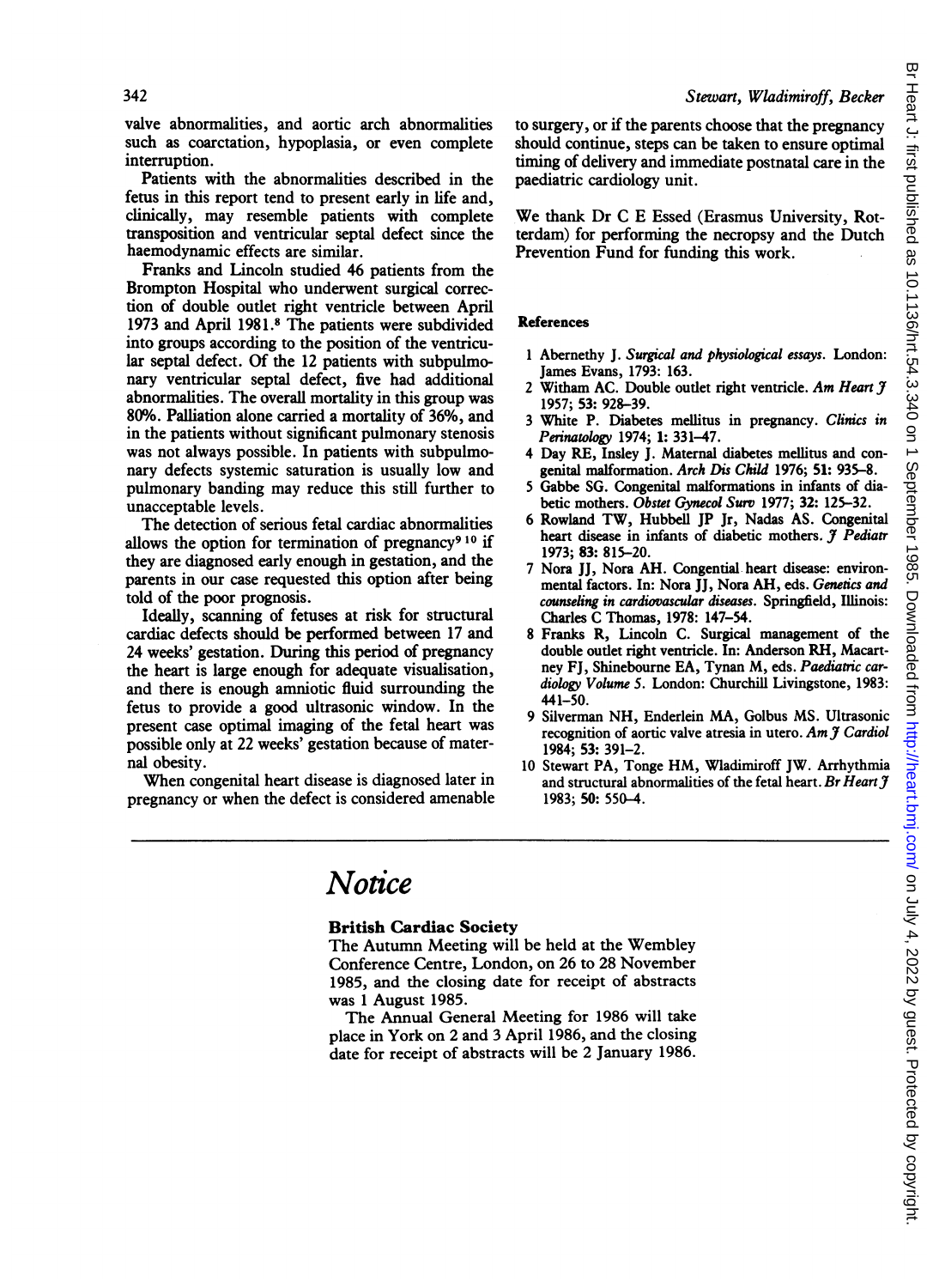valve abnormalities, and aortic arch abnormalities such as coarctation, hypoplasia, or even complete interruption.

Patients with the abnormalities described in the fetus in this report tend to present early in life and, clinically, may resemble patients with complete transposition and ventricular septal defect since the haemodynamic effects are similar.

Franks and Lincoln studied 46 patients from the Brompton Hospital who underwent surgical correction of double outlet right ventricle between April 1973 and April 1981.[8] The patients were subdivided into groups according to the position of the ventricular septal defect. Of the 12 patients with subpulmonary ventricular septal defect, five had additional abnormalities. The overall mortality in this group was 80%. Palliation alone carried a mortality of 36%, and in the patients without significant pulmonary stenosis was not always possible. In patients with subpulmonary defects systemic saturation is usually low and pulmonary banding may reduce this still further to unacceptable levels.

The detection of serious fetal cardiac abnormalities allows the option for termination of pregnancy[9,10] if they are diagnosed early enough in gestation, and the parents in our case requested this option after being told of the poor prognosis.

Ideally, scanning of fetuses at risk for structural cardiac defects should be performed between 17 and 24 weeks' gestation. During this period of pregnancy the heart is large enough for adequate visualisation, and there is enough amniotic fluid surrounding the fetus to provide a good ultrasonic window. In the present case optimal imaging of the fetal heart was possible only at 22 weeks' gestation because of maternal obesity.

When congenital heart disease is diagnosed later in pregnancy or when the defect is considered amenable to surgery, or if the parents choose that the pregnancy should continue, steps can be taken to ensure optimal timing of delivery and immediate postnatal care in the paediatric cardiology unit.

We thank Dr C E Essed (Erasmus University, Rotterdam) for performing the necropsy and the Dutch Prevention Fund for funding this work.

## References

1. Abernethy J. *Surgical and physiological essays*. London: James Evans, 1793: 163.
2. Witham AC. Double outlet right ventricle. *Am Heart J* 1957; **53**: 928–39.
3. White P. Diabetes mellitus in pregnancy. *Clinics in Perinatology* 1974; **1**: 331–47.
4. Day RE, Insley J. Maternal diabetes mellitus and congenital malformation. *Arch Dis Child* 1976; **51**: 935–8.
5. Gabbe SG. Congenital malformations in infants of diabetic mothers. *Obstet Gynecol Surv* 1977; **32**: 125–32.
6. Rowland TW, Hubbell JP Jr, Nadas AS. Congenital heart disease in infants of diabetic mothers. *J Pediatr* 1973; **83**: 815–20.
7. Nora JJ, Nora AH. Congential heart disease: environmental factors. In: Nora JJ, Nora AH, eds. *Genetics and counseling in cardiovascular diseases*. Springfield, Illinois: Charles C Thomas, 1978: 147–54.
8. Franks R, Lincoln C. Surgical management of the double outlet right ventricle. In: Anderson RH, Macartney FJ, Shinebourne EA, Tynan M, eds. *Paediatric cardiology Volume 5*. London: Churchill Livingstone, 1983: 441–50.
9. Silverman NH, Enderlein MA, Golbus MS. Ultrasonic recognition of aortic valve atresia in utero. *Am J Cardiol* 1984; **53**: 391–2.
10. Stewart PA, Tonge HM, Wladimiroff JW. Arrhythmia and structural abnormalities of the fetal heart. *Br Heart J* 1983; **50**: 550–4.

# *Notice*

### British Cardiac Society

The Autumn Meeting will be held at the Wembley Conference Centre, London, on 26 to 28 November 1985, and the closing date for receipt of abstracts was 1 August 1985.

The Annual General Meeting for 1986 will take place in York on 2 and 3 April 1986, and the closing date for receipt of abstracts will be 2 January 1986.